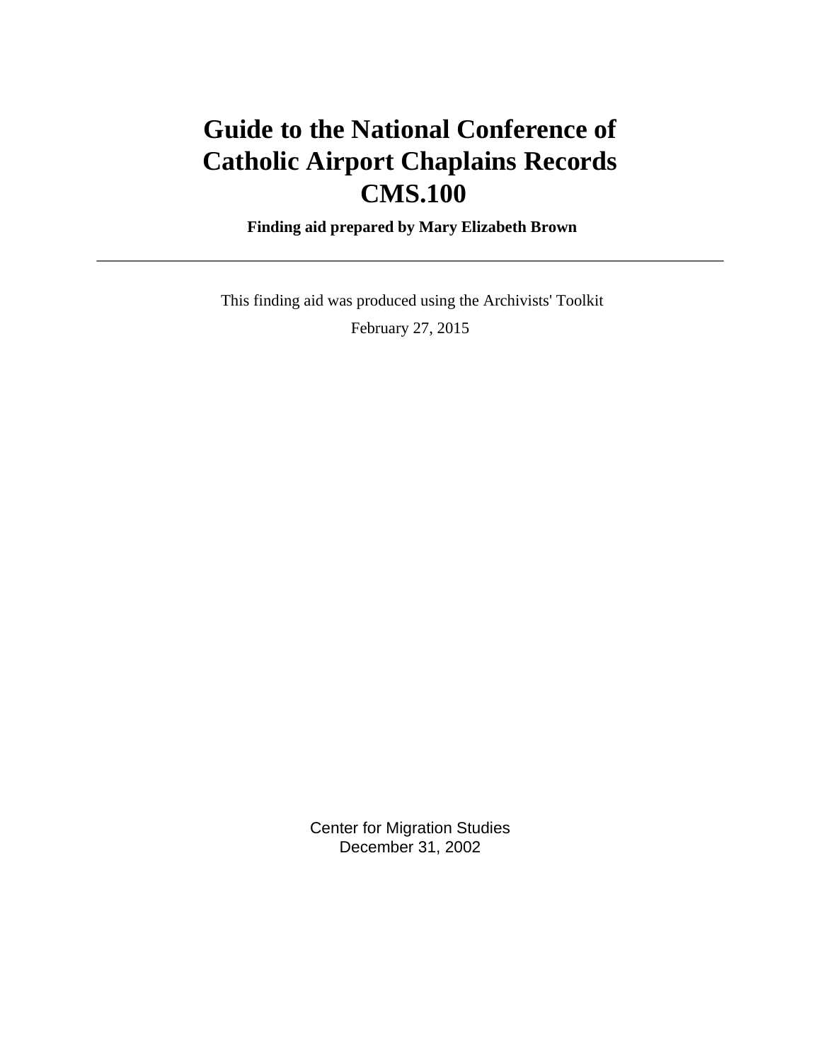# Guide to the National Conference of Catholic Airport Chaplains Records CMS.100

**Finding aid prepared by Mary Elizabeth Brown**

---

This finding aid was produced using the Archivists' Toolkit

February 27, 2015

Center for Migration Studies
December 31, 2002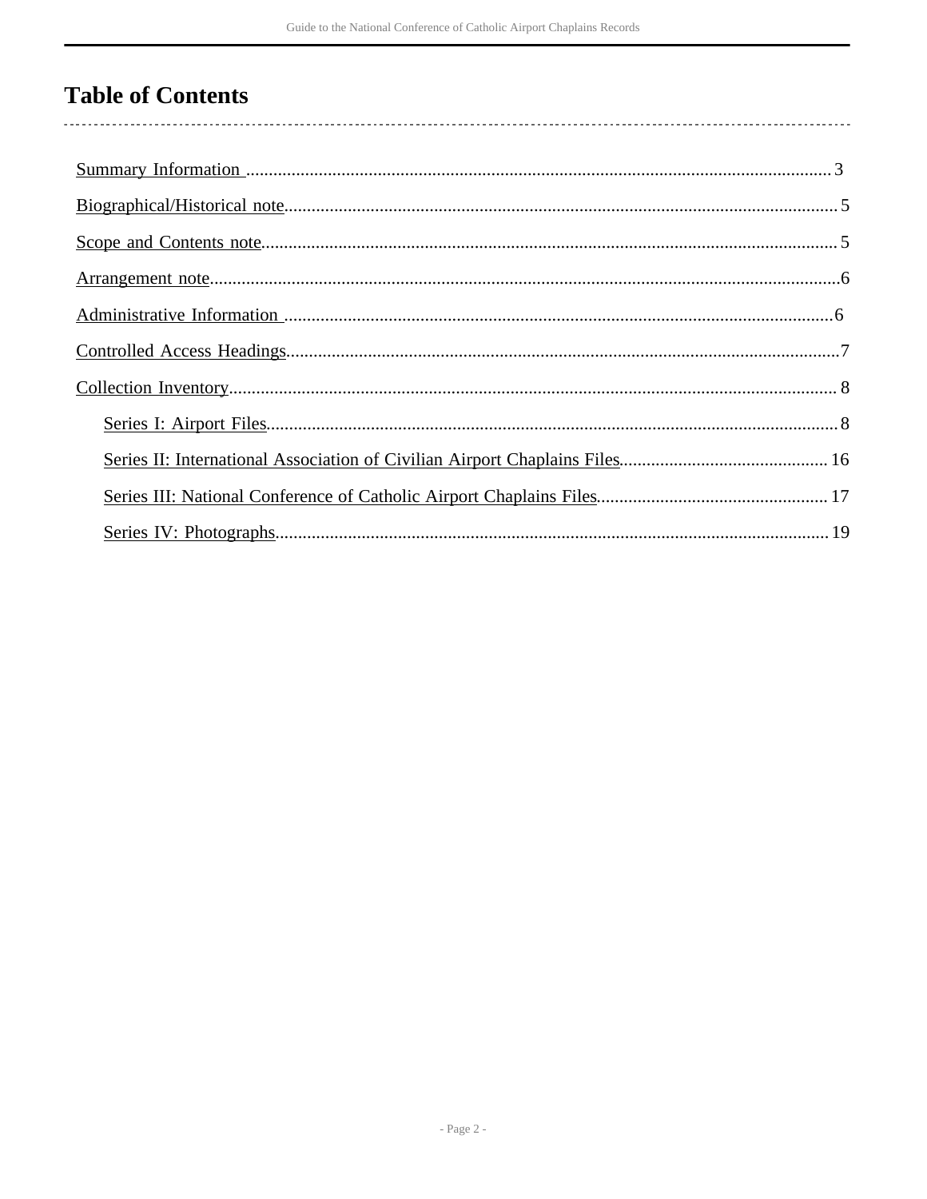# Table of Contents

- Summary Information ........ 3
- Biographical/Historical note ........ 5
- Scope and Contents note ........ 5
- Arrangement note ........ 6
- Administrative Information ........ 6
- Controlled Access Headings ........ 7
- Collection Inventory ........ 8
  - Series I: Airport Files ........ 8
  - Series II: International Association of Civilian Airport Chaplains Files ........ 16
  - Series III: National Conference of Catholic Airport Chaplains Files ........ 17
  - Series IV: Photographs ........ 19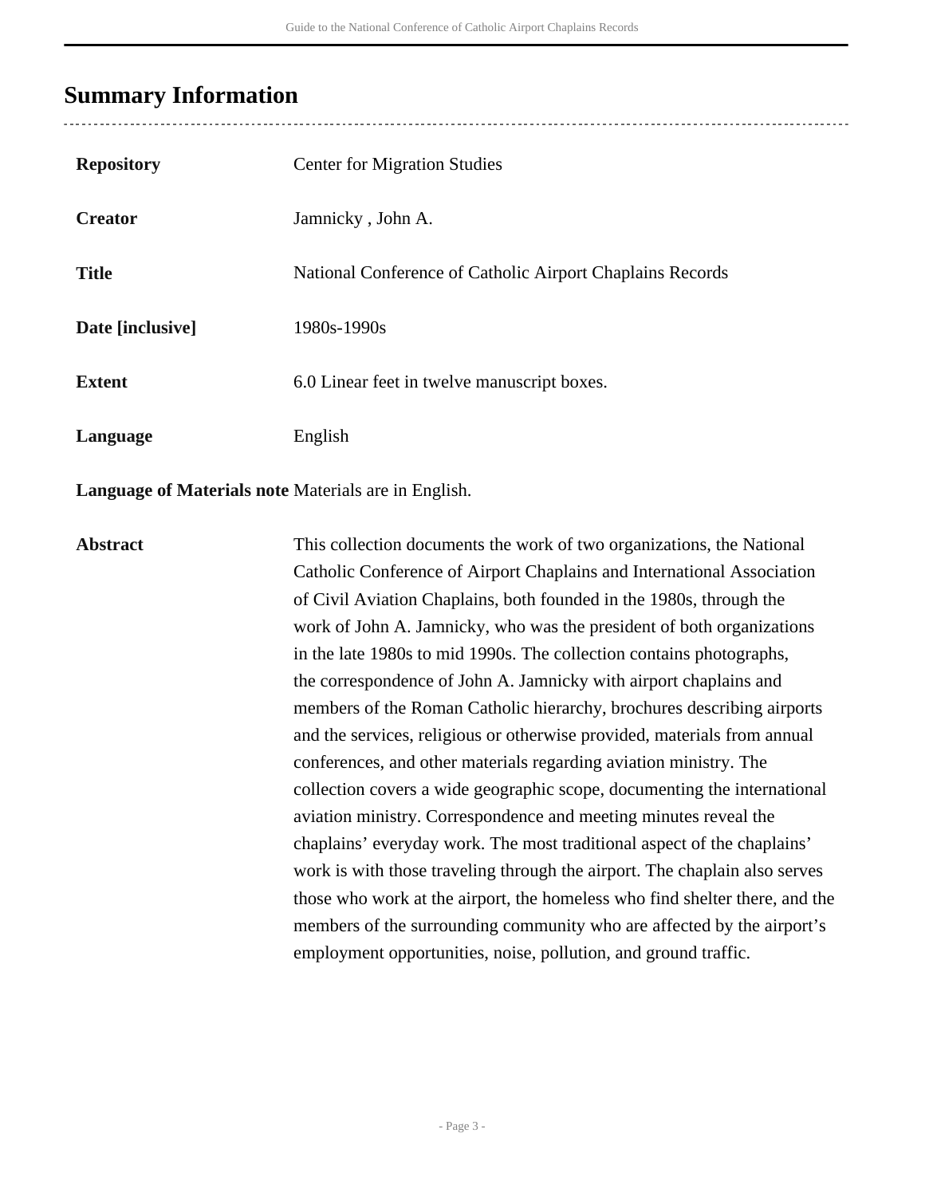## Summary Information

| | |
|---|---|
| **Repository** | Center for Migration Studies |
| **Creator** | Jamnicky , John A. |
| **Title** | National Conference of Catholic Airport Chaplains Records |
| **Date [inclusive]** | 1980s-1990s |
| **Extent** | 6.0 Linear feet in twelve manuscript boxes. |
| **Language** | English |
| **Language of Materials note** | Materials are in English. |
| **Abstract** | This collection documents the work of two organizations, the National Catholic Conference of Airport Chaplains and International Association of Civil Aviation Chaplains, both founded in the 1980s, through the work of John A. Jamnicky, who was the president of both organizations in the late 1980s to mid 1990s. The collection contains photographs, the correspondence of John A. Jamnicky with airport chaplains and members of the Roman Catholic hierarchy, brochures describing airports and the services, religious or otherwise provided, materials from annual conferences, and other materials regarding aviation ministry. The collection covers a wide geographic scope, documenting the international aviation ministry. Correspondence and meeting minutes reveal the chaplains' everyday work. The most traditional aspect of the chaplains' work is with those traveling through the airport. The chaplain also serves those who work at the airport, the homeless who find shelter there, and the members of the surrounding community who are affected by the airport's employment opportunities, noise, pollution, and ground traffic. |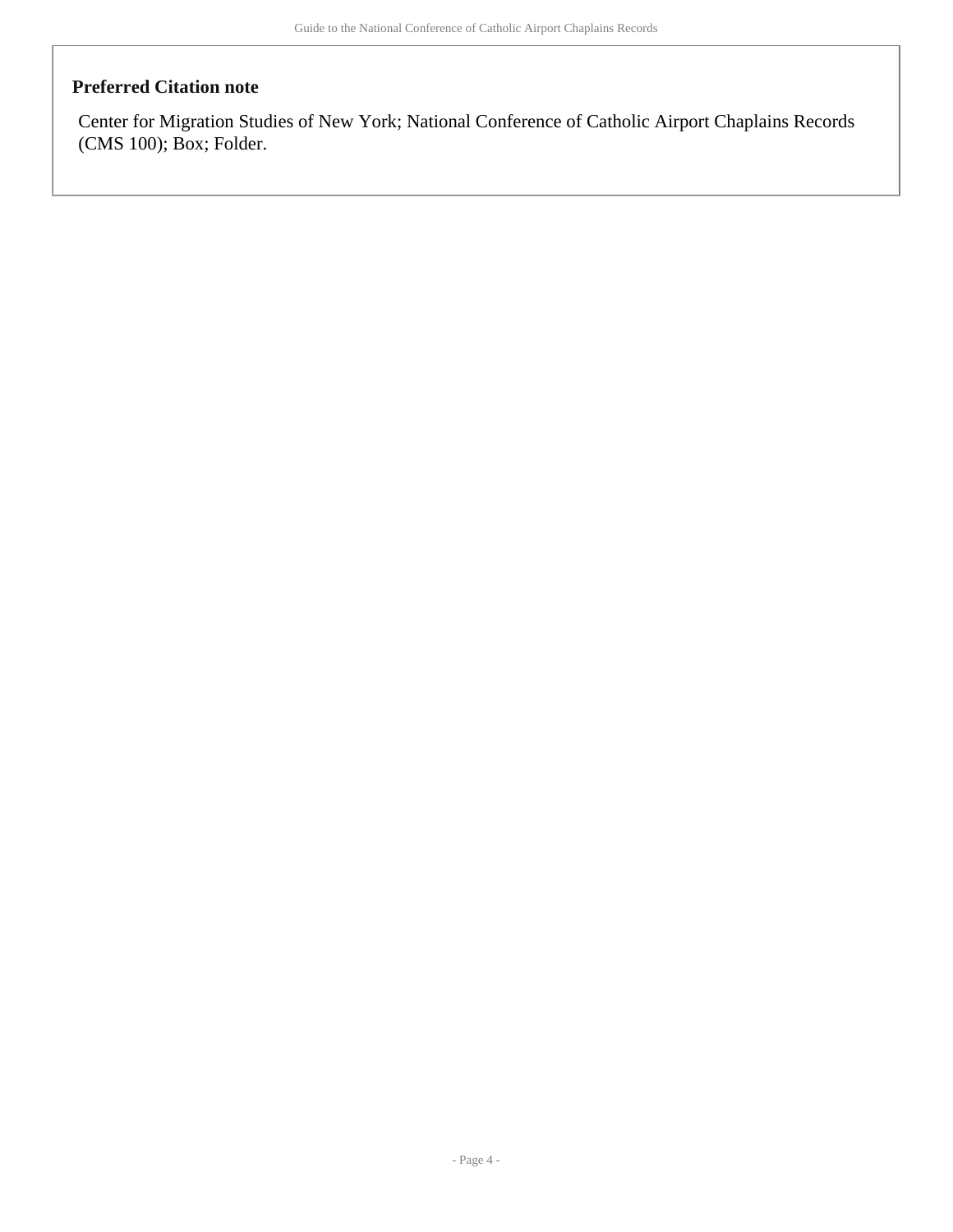### Preferred Citation note

Center for Migration Studies of New York; National Conference of Catholic Airport Chaplains Records (CMS 100); Box; Folder.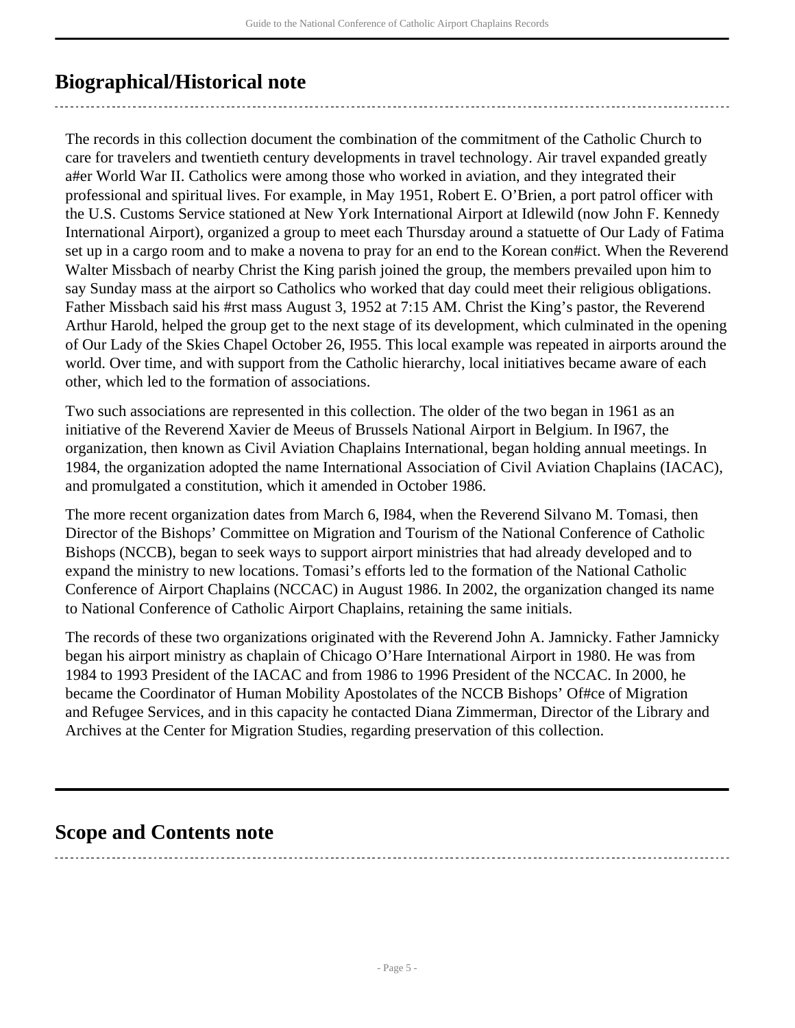## Biographical/Historical note

The records in this collection document the combination of the commitment of the Catholic Church to care for travelers and twentieth century developments in travel technology. Air travel expanded greatly a#er World War II. Catholics were among those who worked in aviation, and they integrated their professional and spiritual lives. For example, in May 1951, Robert E. O'Brien, a port patrol officer with the U.S. Customs Service stationed at New York International Airport at Idlewild (now John F. Kennedy International Airport), organized a group to meet each Thursday around a statuette of Our Lady of Fatima set up in a cargo room and to make a novena to pray for an end to the Korean con#ict. When the Reverend Walter Missbach of nearby Christ the King parish joined the group, the members prevailed upon him to say Sunday mass at the airport so Catholics who worked that day could meet their religious obligations. Father Missbach said his #rst mass August 3, 1952 at 7:15 AM. Christ the King's pastor, the Reverend Arthur Harold, helped the group get to the next stage of its development, which culminated in the opening of Our Lady of the Skies Chapel October 26, I955. This local example was repeated in airports around the world. Over time, and with support from the Catholic hierarchy, local initiatives became aware of each other, which led to the formation of associations.

Two such associations are represented in this collection. The older of the two began in 1961 as an initiative of the Reverend Xavier de Meeus of Brussels National Airport in Belgium. In I967, the organization, then known as Civil Aviation Chaplains International, began holding annual meetings. In 1984, the organization adopted the name International Association of Civil Aviation Chaplains (IACAC), and promulgated a constitution, which it amended in October 1986.

The more recent organization dates from March 6, I984, when the Reverend Silvano M. Tomasi, then Director of the Bishops' Committee on Migration and Tourism of the National Conference of Catholic Bishops (NCCB), began to seek ways to support airport ministries that had already developed and to expand the ministry to new locations. Tomasi's efforts led to the formation of the National Catholic Conference of Airport Chaplains (NCCAC) in August 1986. In 2002, the organization changed its name to National Conference of Catholic Airport Chaplains, retaining the same initials.

The records of these two organizations originated with the Reverend John A. Jamnicky. Father Jamnicky began his airport ministry as chaplain of Chicago O'Hare International Airport in 1980. He was from 1984 to 1993 President of the IACAC and from 1986 to 1996 President of the NCCAC. In 2000, he became the Coordinator of Human Mobility Apostolates of the NCCB Bishops' Of#ce of Migration and Refugee Services, and in this capacity he contacted Diana Zimmerman, Director of the Library and Archives at the Center for Migration Studies, regarding preservation of this collection.

## Scope and Contents note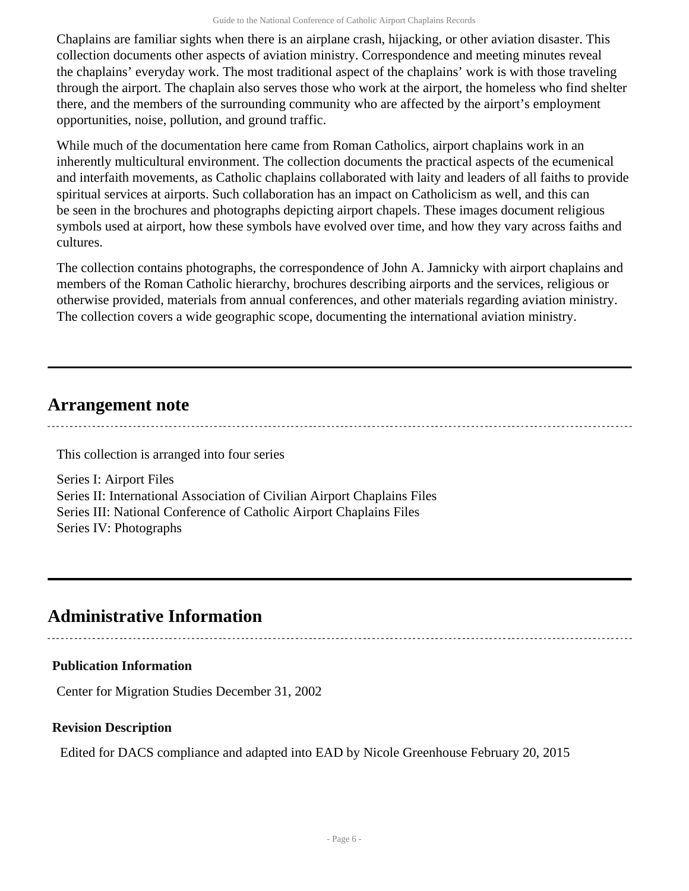Chaplains are familiar sights when there is an airplane crash, hijacking, or other aviation disaster. This collection documents other aspects of aviation ministry. Correspondence and meeting minutes reveal the chaplains' everyday work. The most traditional aspect of the chaplains' work is with those traveling through the airport. The chaplain also serves those who work at the airport, the homeless who find shelter there, and the members of the surrounding community who are affected by the airport's employment opportunities, noise, pollution, and ground traffic.

While much of the documentation here came from Roman Catholics, airport chaplains work in an inherently multicultural environment. The collection documents the practical aspects of the ecumenical and interfaith movements, as Catholic chaplains collaborated with laity and leaders of all faiths to provide spiritual services at airports. Such collaboration has an impact on Catholicism as well, and this can be seen in the brochures and photographs depicting airport chapels. These images document religious symbols used at airport, how these symbols have evolved over time, and how they vary across faiths and cultures.

The collection contains photographs, the correspondence of John A. Jamnicky with airport chaplains and members of the Roman Catholic hierarchy, brochures describing airports and the services, religious or otherwise provided, materials from annual conferences, and other materials regarding aviation ministry. The collection covers a wide geographic scope, documenting the international aviation ministry.

## Arrangement note

This collection is arranged into four series

Series I: Airport Files
Series II: International Association of Civilian Airport Chaplains Files
Series III: National Conference of Catholic Airport Chaplains Files
Series IV: Photographs

## Administrative Information

### Publication Information

Center for Migration Studies December 31, 2002

### Revision Description

Edited for DACS compliance and adapted into EAD by Nicole Greenhouse February 20, 2015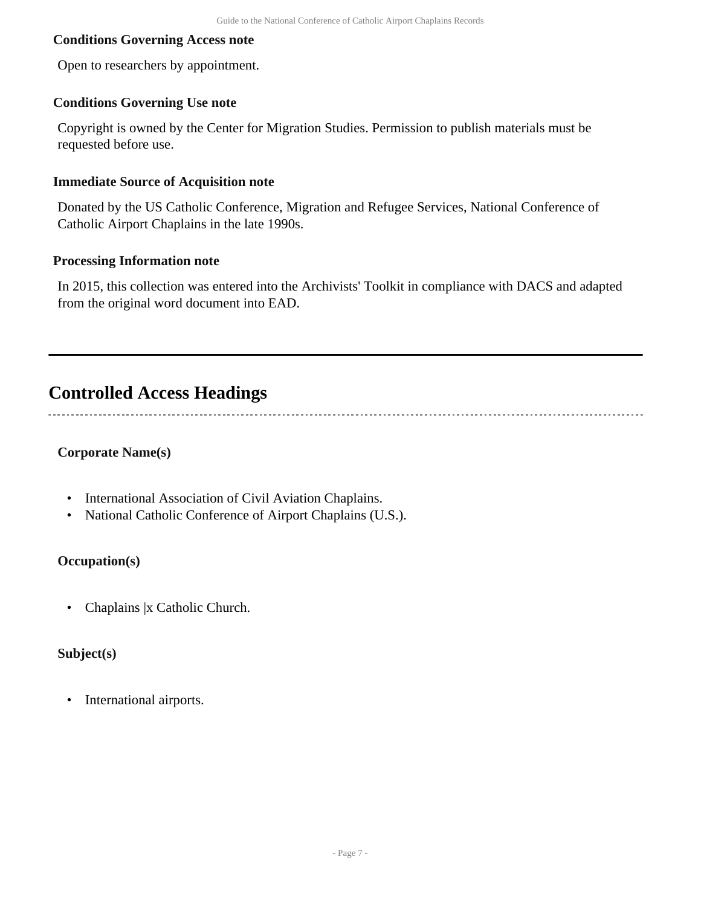### Conditions Governing Access note

Open to researchers by appointment.

### Conditions Governing Use note

Copyright is owned by the Center for Migration Studies. Permission to publish materials must be requested before use.

### Immediate Source of Acquisition note

Donated by the US Catholic Conference, Migration and Refugee Services, National Conference of Catholic Airport Chaplains in the late 1990s.

### Processing Information note

In 2015, this collection was entered into the Archivists' Toolkit in compliance with DACS and adapted from the original word document into EAD.

## Controlled Access Headings

**Corporate Name(s)**

- International Association of Civil Aviation Chaplains.
- National Catholic Conference of Airport Chaplains (U.S.).

**Occupation(s)**

- Chaplains |x Catholic Church.

**Subject(s)**

- International airports.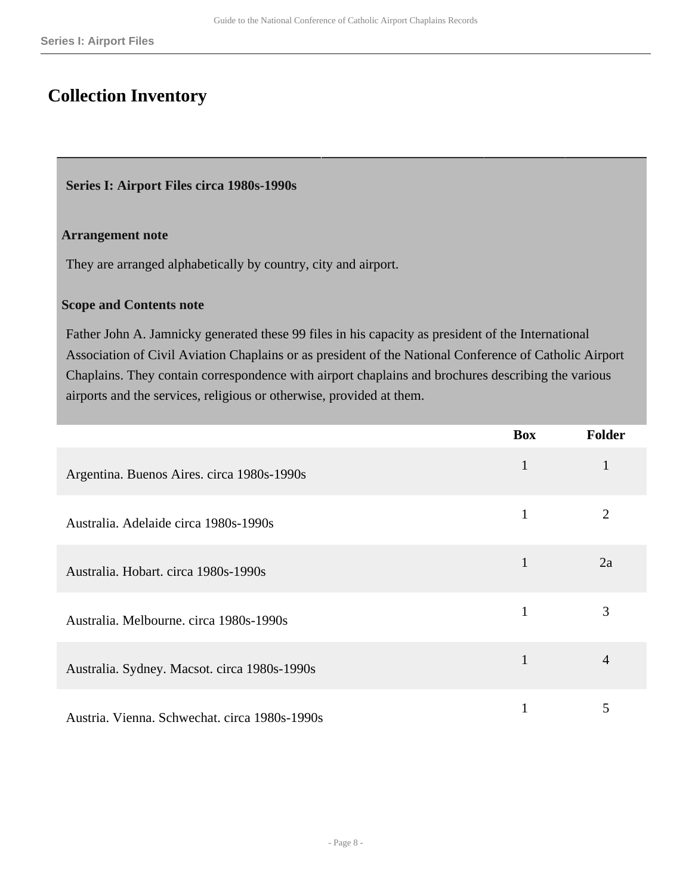## Collection Inventory

### Series I: Airport Files circa 1980s-1990s

**Arrangement note**

They are arranged alphabetically by country, city and airport.

**Scope and Contents note**

Father John A. Jamnicky generated these 99 files in his capacity as president of the International Association of Civil Aviation Chaplains or as president of the National Conference of Catholic Airport Chaplains. They contain correspondence with airport chaplains and brochures describing the various airports and the services, religious or otherwise, provided at them.

| | Box | Folder |
|---|---|---|
| Argentina. Buenos Aires. circa 1980s-1990s | 1 | 1 |
| Australia. Adelaide circa 1980s-1990s | 1 | 2 |
| Australia. Hobart. circa 1980s-1990s | 1 | 2a |
| Australia. Melbourne. circa 1980s-1990s | 1 | 3 |
| Australia. Sydney. Macsot. circa 1980s-1990s | 1 | 4 |
| Austria. Vienna. Schwechat. circa 1980s-1990s | 1 | 5 |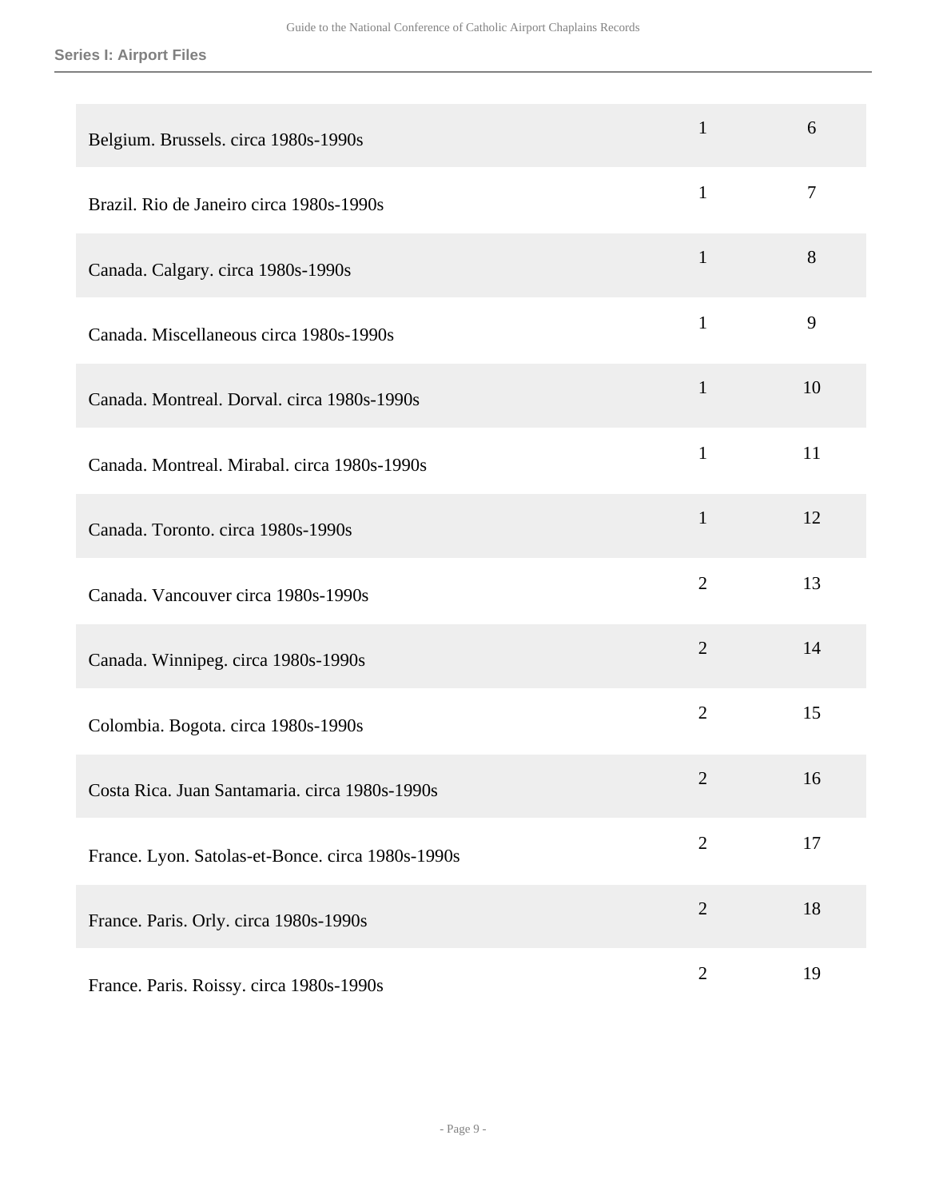**Series I: Airport Files**

| | | |
|---|---|---|
| Belgium. Brussels. circa 1980s-1990s | 1 | 6 |
| Brazil. Rio de Janeiro circa 1980s-1990s | 1 | 7 |
| Canada. Calgary. circa 1980s-1990s | 1 | 8 |
| Canada. Miscellaneous circa 1980s-1990s | 1 | 9 |
| Canada. Montreal. Dorval. circa 1980s-1990s | 1 | 10 |
| Canada. Montreal. Mirabal. circa 1980s-1990s | 1 | 11 |
| Canada. Toronto. circa 1980s-1990s | 1 | 12 |
| Canada. Vancouver circa 1980s-1990s | 2 | 13 |
| Canada. Winnipeg. circa 1980s-1990s | 2 | 14 |
| Colombia. Bogota. circa 1980s-1990s | 2 | 15 |
| Costa Rica. Juan Santamaria. circa 1980s-1990s | 2 | 16 |
| France. Lyon. Satolas-et-Bonce. circa 1980s-1990s | 2 | 17 |
| France. Paris. Orly. circa 1980s-1990s | 2 | 18 |
| France. Paris. Roissy. circa 1980s-1990s | 2 | 19 |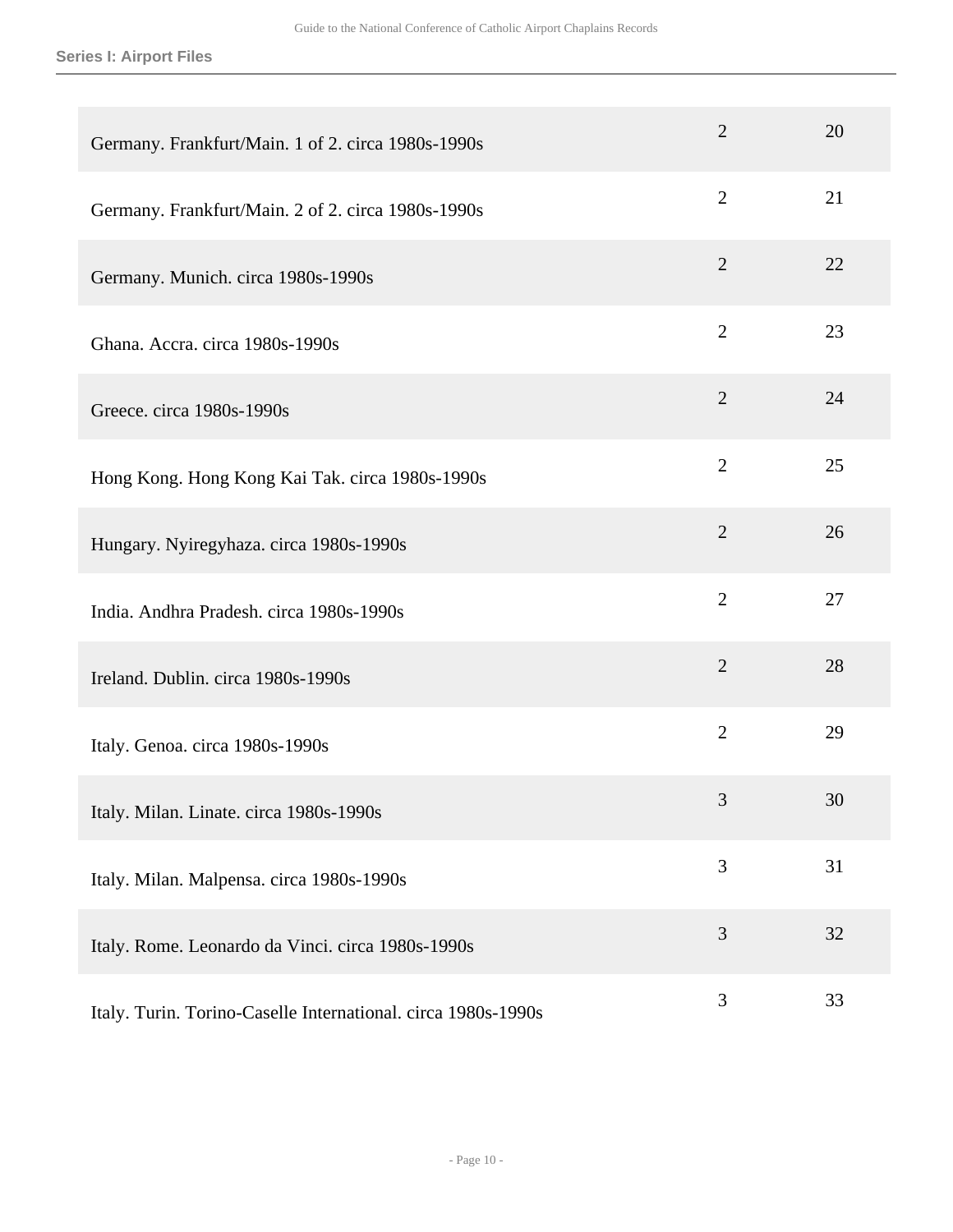| | | |
|---|---|---|
| Germany. Frankfurt/Main. 1 of 2. circa 1980s-1990s | 2 | 20 |
| Germany. Frankfurt/Main. 2 of 2. circa 1980s-1990s | 2 | 21 |
| Germany. Munich. circa 1980s-1990s | 2 | 22 |
| Ghana. Accra. circa 1980s-1990s | 2 | 23 |
| Greece. circa 1980s-1990s | 2 | 24 |
| Hong Kong. Hong Kong Kai Tak. circa 1980s-1990s | 2 | 25 |
| Hungary. Nyiregyhaza. circa 1980s-1990s | 2 | 26 |
| India. Andhra Pradesh. circa 1980s-1990s | 2 | 27 |
| Ireland. Dublin. circa 1980s-1990s | 2 | 28 |
| Italy. Genoa. circa 1980s-1990s | 2 | 29 |
| Italy. Milan. Linate. circa 1980s-1990s | 3 | 30 |
| Italy. Milan. Malpensa. circa 1980s-1990s | 3 | 31 |
| Italy. Rome. Leonardo da Vinci. circa 1980s-1990s | 3 | 32 |
| Italy. Turin. Torino-Caselle International. circa 1980s-1990s | 3 | 33 |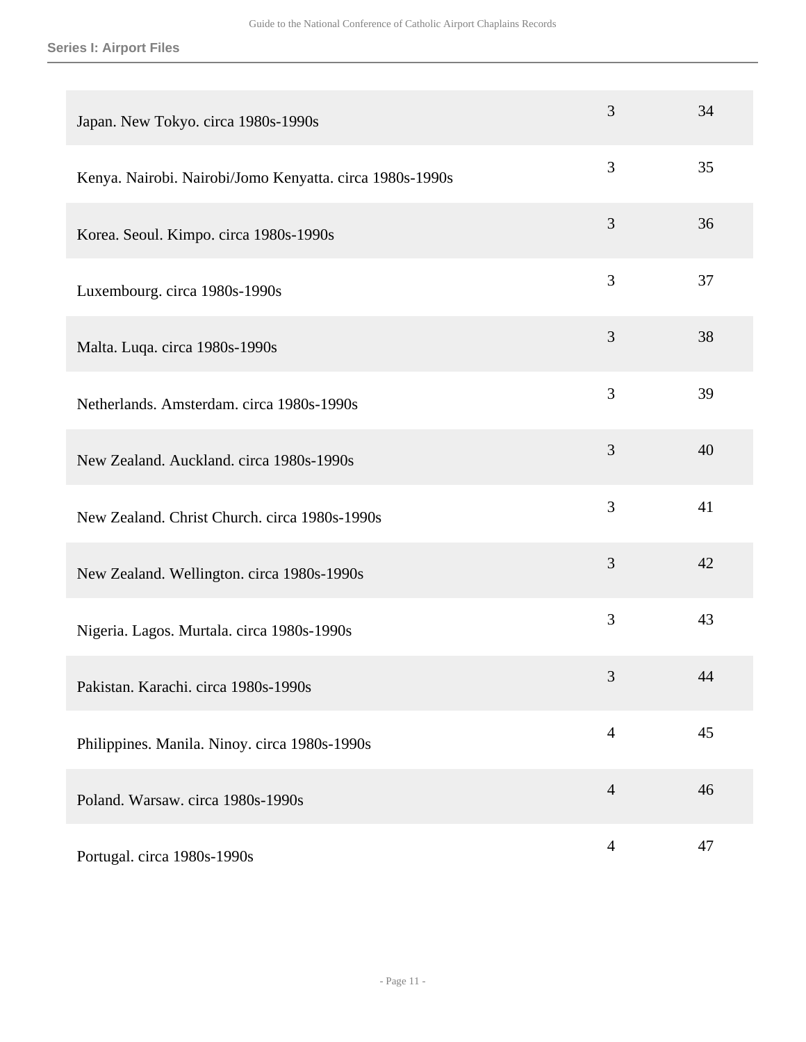| | | |
|---|---|---|
| Japan. New Tokyo. circa 1980s-1990s | 3 | 34 |
| Kenya. Nairobi. Nairobi/Jomo Kenyatta. circa 1980s-1990s | 3 | 35 |
| Korea. Seoul. Kimpo. circa 1980s-1990s | 3 | 36 |
| Luxembourg. circa 1980s-1990s | 3 | 37 |
| Malta. Luqa. circa 1980s-1990s | 3 | 38 |
| Netherlands. Amsterdam. circa 1980s-1990s | 3 | 39 |
| New Zealand. Auckland. circa 1980s-1990s | 3 | 40 |
| New Zealand. Christ Church. circa 1980s-1990s | 3 | 41 |
| New Zealand. Wellington. circa 1980s-1990s | 3 | 42 |
| Nigeria. Lagos. Murtala. circa 1980s-1990s | 3 | 43 |
| Pakistan. Karachi. circa 1980s-1990s | 3 | 44 |
| Philippines. Manila. Ninoy. circa 1980s-1990s | 4 | 45 |
| Poland. Warsaw. circa 1980s-1990s | 4 | 46 |
| Portugal. circa 1980s-1990s | 4 | 47 |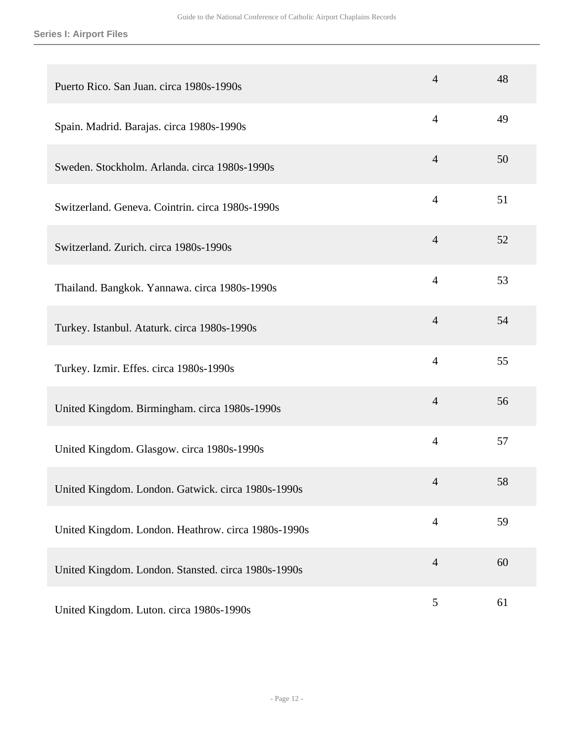| | | |
|---|---|---|
| Puerto Rico. San Juan. circa 1980s-1990s | 4 | 48 |
| Spain. Madrid. Barajas. circa 1980s-1990s | 4 | 49 |
| Sweden. Stockholm. Arlanda. circa 1980s-1990s | 4 | 50 |
| Switzerland. Geneva. Cointrin. circa 1980s-1990s | 4 | 51 |
| Switzerland. Zurich. circa 1980s-1990s | 4 | 52 |
| Thailand. Bangkok. Yannawa. circa 1980s-1990s | 4 | 53 |
| Turkey. Istanbul. Ataturk. circa 1980s-1990s | 4 | 54 |
| Turkey. Izmir. Effes. circa 1980s-1990s | 4 | 55 |
| United Kingdom. Birmingham. circa 1980s-1990s | 4 | 56 |
| United Kingdom. Glasgow. circa 1980s-1990s | 4 | 57 |
| United Kingdom. London. Gatwick. circa 1980s-1990s | 4 | 58 |
| United Kingdom. London. Heathrow. circa 1980s-1990s | 4 | 59 |
| United Kingdom. London. Stansted. circa 1980s-1990s | 4 | 60 |
| United Kingdom. Luton. circa 1980s-1990s | 5 | 61 |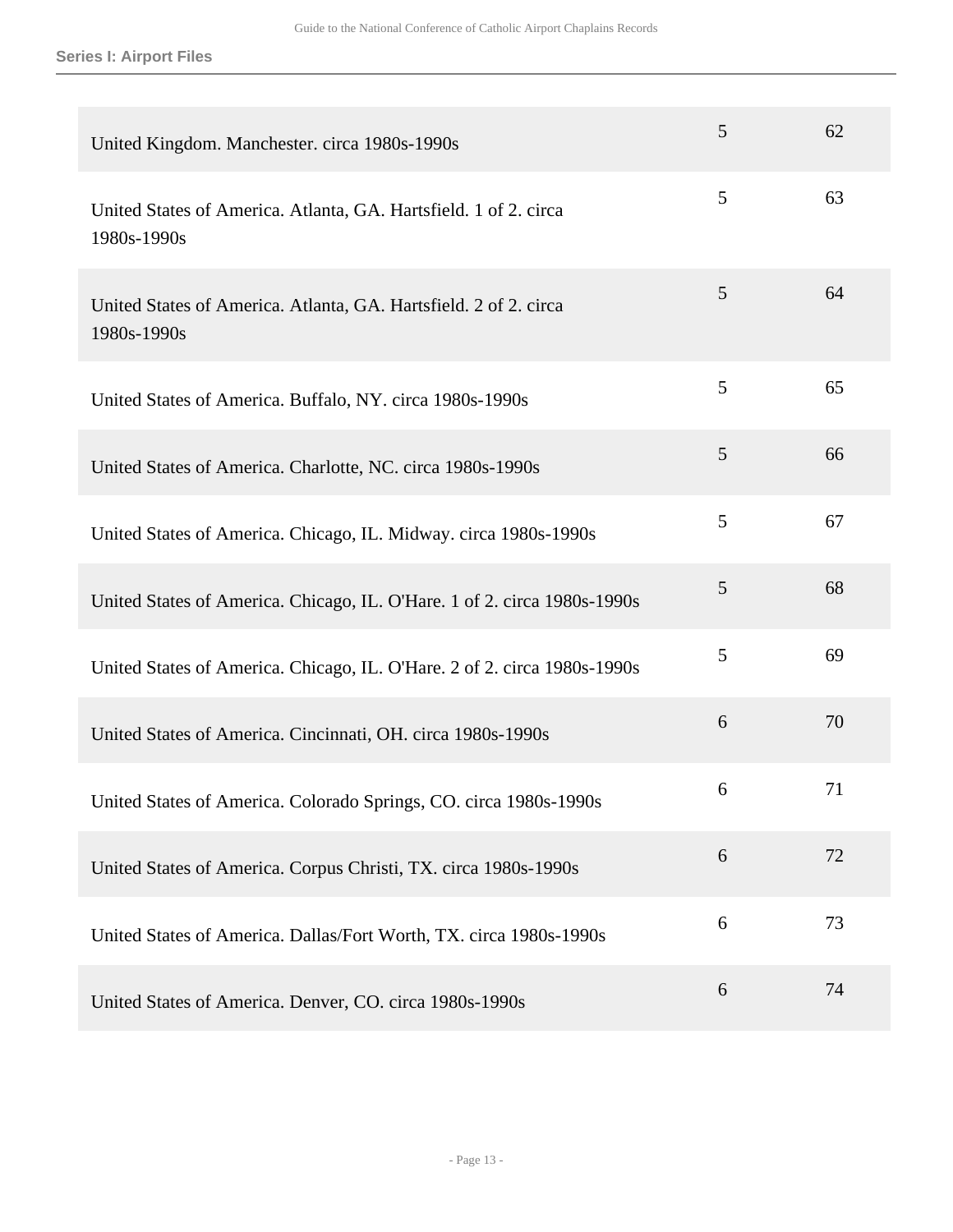| | | |
|---|---|---|
| United Kingdom. Manchester. circa 1980s-1990s | 5 | 62 |
| United States of America. Atlanta, GA. Hartsfield. 1 of 2. circa 1980s-1990s | 5 | 63 |
| United States of America. Atlanta, GA. Hartsfield. 2 of 2. circa 1980s-1990s | 5 | 64 |
| United States of America. Buffalo, NY. circa 1980s-1990s | 5 | 65 |
| United States of America. Charlotte, NC. circa 1980s-1990s | 5 | 66 |
| United States of America. Chicago, IL. Midway. circa 1980s-1990s | 5 | 67 |
| United States of America. Chicago, IL. O'Hare. 1 of 2. circa 1980s-1990s | 5 | 68 |
| United States of America. Chicago, IL. O'Hare. 2 of 2. circa 1980s-1990s | 5 | 69 |
| United States of America. Cincinnati, OH. circa 1980s-1990s | 6 | 70 |
| United States of America. Colorado Springs, CO. circa 1980s-1990s | 6 | 71 |
| United States of America. Corpus Christi, TX. circa 1980s-1990s | 6 | 72 |
| United States of America. Dallas/Fort Worth, TX. circa 1980s-1990s | 6 | 73 |
| United States of America. Denver, CO. circa 1980s-1990s | 6 | 74 |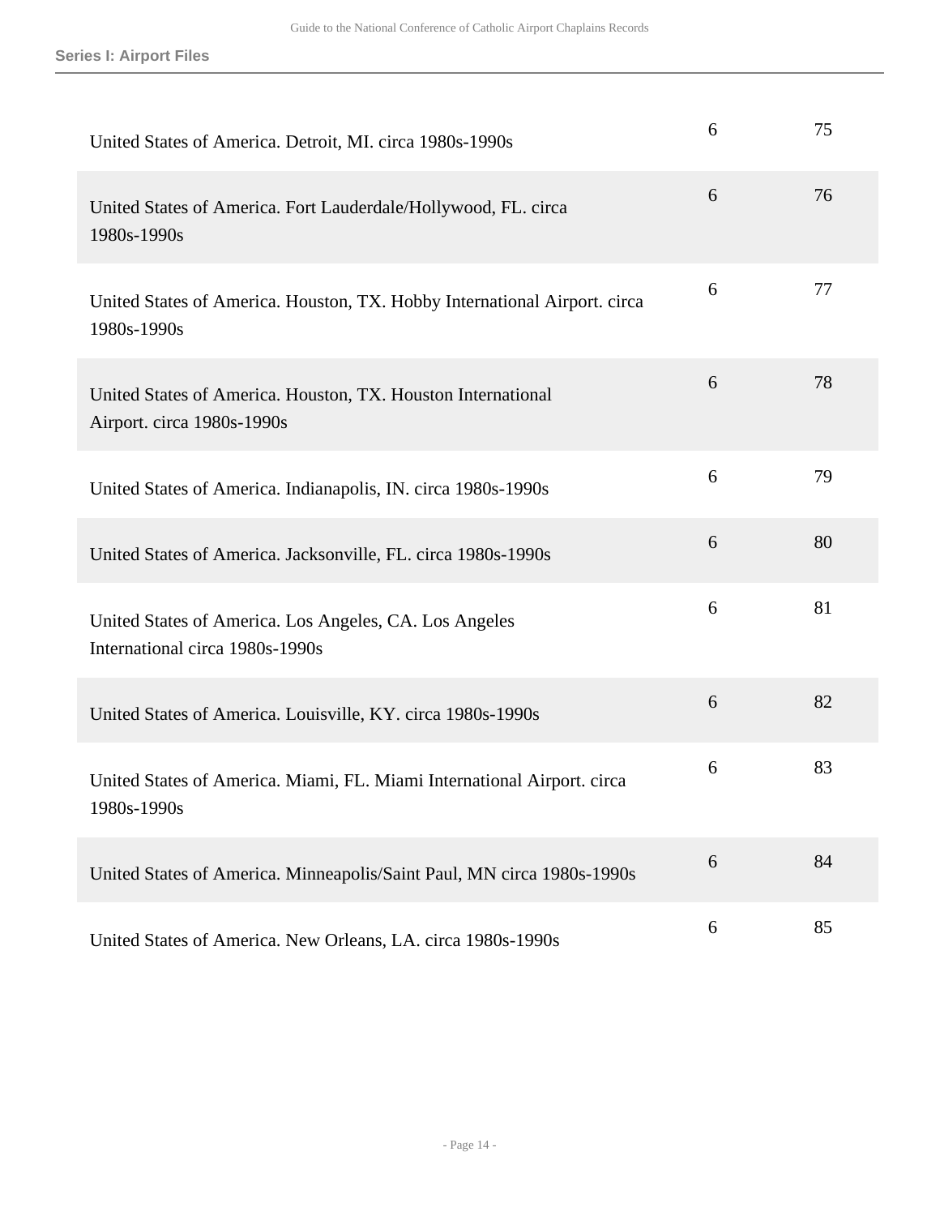| | | |
|---|---|---|
| United States of America. Detroit, MI. circa 1980s-1990s | 6 | 75 |
| United States of America. Fort Lauderdale/Hollywood, FL. circa 1980s-1990s | 6 | 76 |
| United States of America. Houston, TX. Hobby International Airport. circa 1980s-1990s | 6 | 77 |
| United States of America. Houston, TX. Houston International Airport. circa 1980s-1990s | 6 | 78 |
| United States of America. Indianapolis, IN. circa 1980s-1990s | 6 | 79 |
| United States of America. Jacksonville, FL. circa 1980s-1990s | 6 | 80 |
| United States of America. Los Angeles, CA. Los Angeles International circa 1980s-1990s | 6 | 81 |
| United States of America. Louisville, KY. circa 1980s-1990s | 6 | 82 |
| United States of America. Miami, FL. Miami International Airport. circa 1980s-1990s | 6 | 83 |
| United States of America. Minneapolis/Saint Paul, MN circa 1980s-1990s | 6 | 84 |
| United States of America. New Orleans, LA. circa 1980s-1990s | 6 | 85 |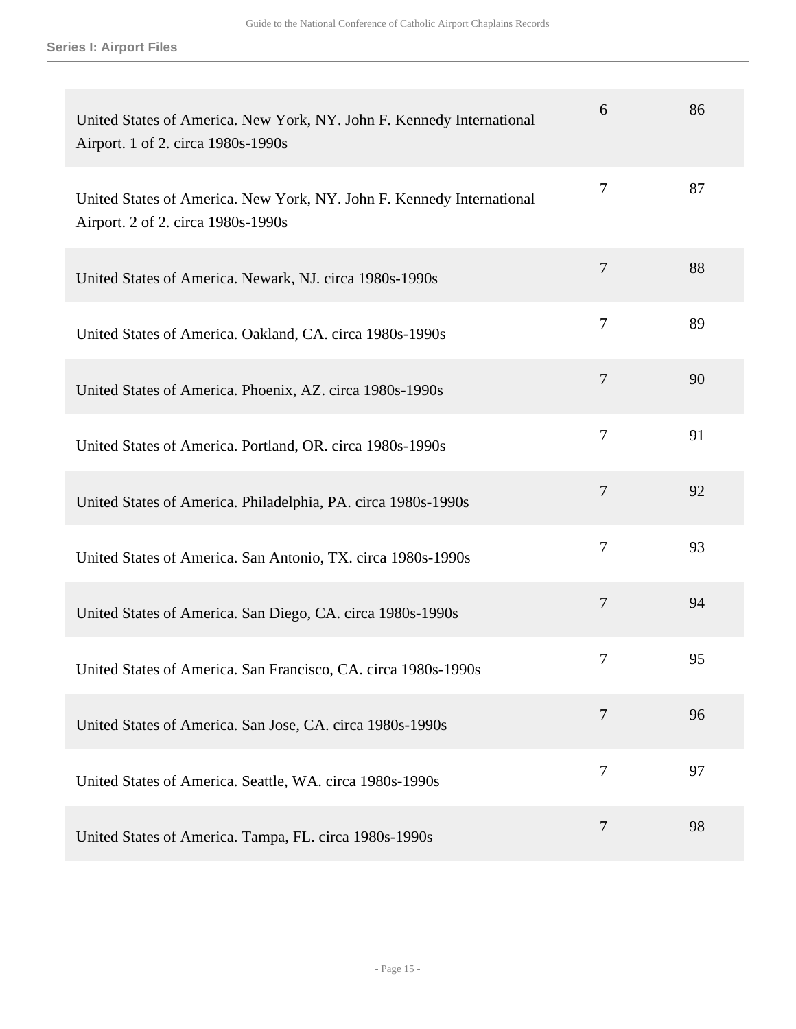| | | |
|---|---|---|
| United States of America. New York, NY. John F. Kennedy International Airport. 1 of 2. circa 1980s-1990s | 6 | 86 |
| United States of America. New York, NY. John F. Kennedy International Airport. 2 of 2. circa 1980s-1990s | 7 | 87 |
| United States of America. Newark, NJ. circa 1980s-1990s | 7 | 88 |
| United States of America. Oakland, CA. circa 1980s-1990s | 7 | 89 |
| United States of America. Phoenix, AZ. circa 1980s-1990s | 7 | 90 |
| United States of America. Portland, OR. circa 1980s-1990s | 7 | 91 |
| United States of America. Philadelphia, PA. circa 1980s-1990s | 7 | 92 |
| United States of America. San Antonio, TX. circa 1980s-1990s | 7 | 93 |
| United States of America. San Diego, CA. circa 1980s-1990s | 7 | 94 |
| United States of America. San Francisco, CA. circa 1980s-1990s | 7 | 95 |
| United States of America. San Jose, CA. circa 1980s-1990s | 7 | 96 |
| United States of America. Seattle, WA. circa 1980s-1990s | 7 | 97 |
| United States of America. Tampa, FL. circa 1980s-1990s | 7 | 98 |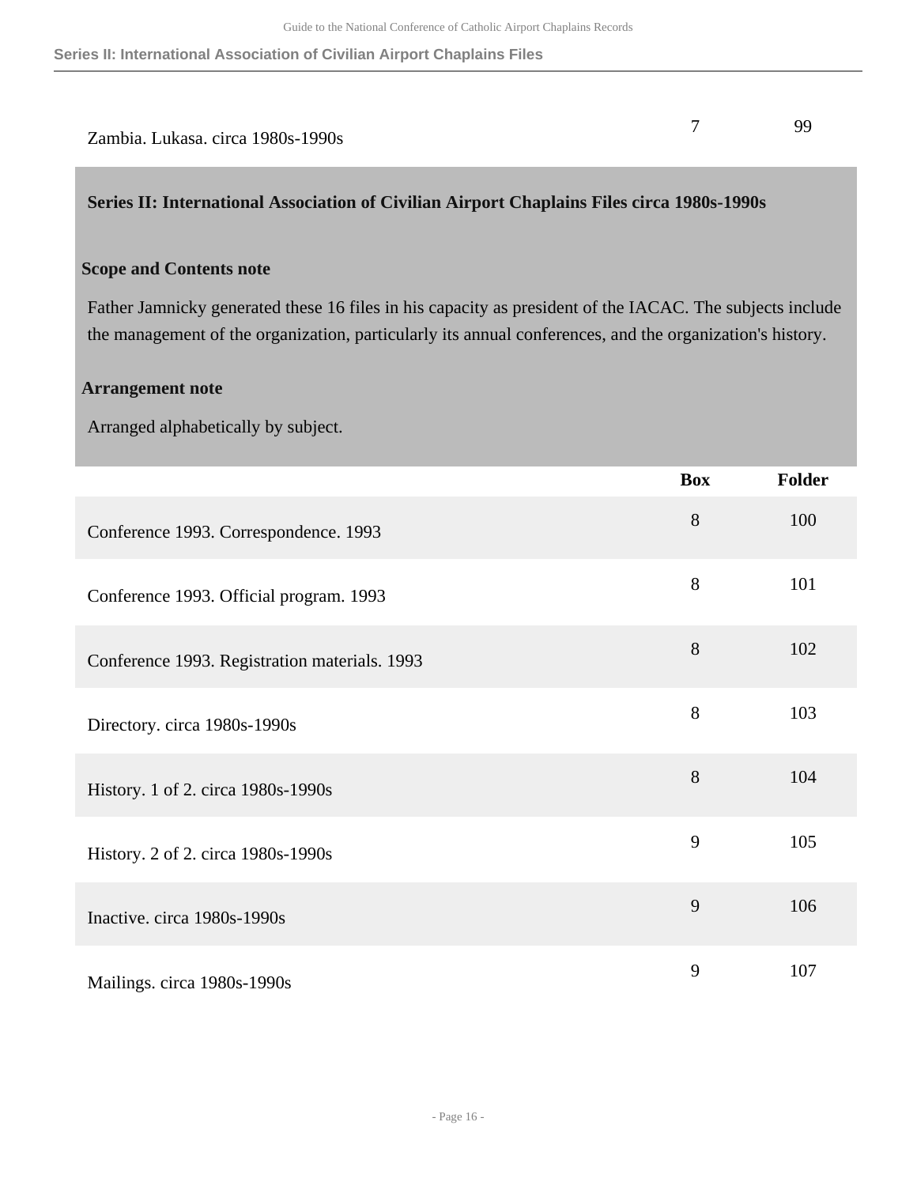| | Box | Folder |
|---|---|---|
| Zambia. Lukasa. circa 1980s-1990s | 7 | 99 |

## Series II: International Association of Civilian Airport Chaplains Files circa 1980s-1990s

### Scope and Contents note

Father Jamnicky generated these 16 files in his capacity as president of the IACAC. The subjects include the management of the organization, particularly its annual conferences, and the organization's history.

### Arrangement note

Arranged alphabetically by subject.

| | Box | Folder |
|---|---|---|
| Conference 1993. Correspondence. 1993 | 8 | 100 |
| Conference 1993. Official program. 1993 | 8 | 101 |
| Conference 1993. Registration materials. 1993 | 8 | 102 |
| Directory. circa 1980s-1990s | 8 | 103 |
| History. 1 of 2. circa 1980s-1990s | 8 | 104 |
| History. 2 of 2. circa 1980s-1990s | 9 | 105 |
| Inactive. circa 1980s-1990s | 9 | 106 |
| Mailings. circa 1980s-1990s | 9 | 107 |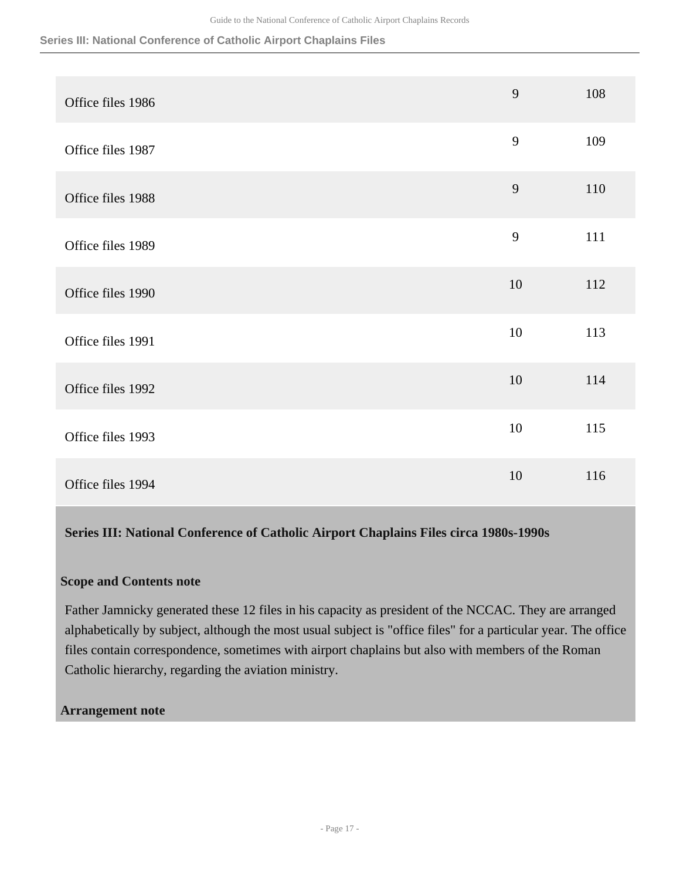| | | |
|---|---|---|
| Office files 1986 | 9 | 108 |
| Office files 1987 | 9 | 109 |
| Office files 1988 | 9 | 110 |
| Office files 1989 | 9 | 111 |
| Office files 1990 | 10 | 112 |
| Office files 1991 | 10 | 113 |
| Office files 1992 | 10 | 114 |
| Office files 1993 | 10 | 115 |
| Office files 1994 | 10 | 116 |

### Series III: National Conference of Catholic Airport Chaplains Files circa 1980s-1990s

**Scope and Contents note**

Father Jamnicky generated these 12 files in his capacity as president of the NCCAC. They are arranged alphabetically by subject, although the most usual subject is "office files" for a particular year. The office files contain correspondence, sometimes with airport chaplains but also with members of the Roman Catholic hierarchy, regarding the aviation ministry.

**Arrangement note**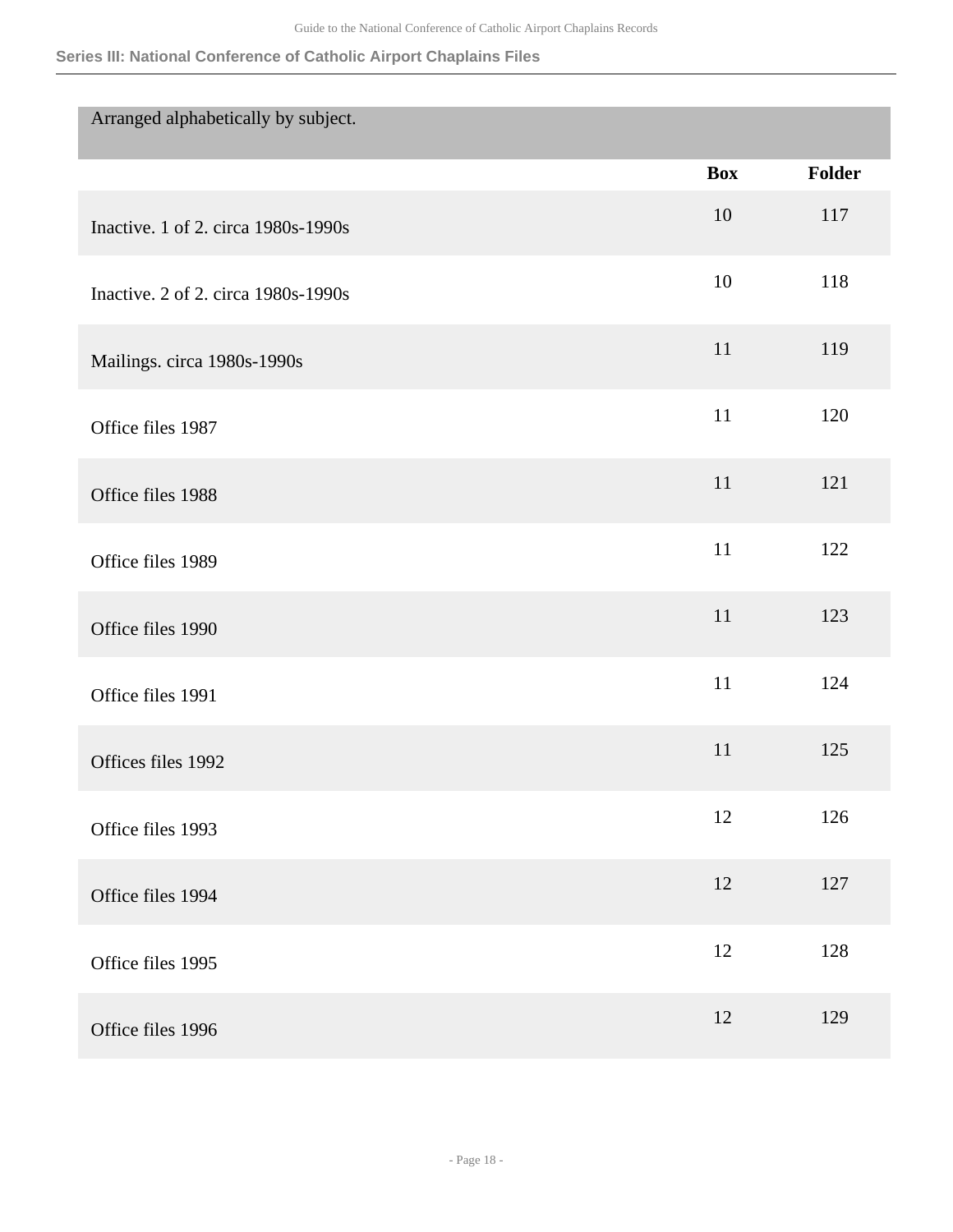Arranged alphabetically by subject.

| | Box | Folder |
|---|---|---|
| Inactive. 1 of 2. circa 1980s-1990s | 10 | 117 |
| Inactive. 2 of 2. circa 1980s-1990s | 10 | 118 |
| Mailings. circa 1980s-1990s | 11 | 119 |
| Office files 1987 | 11 | 120 |
| Office files 1988 | 11 | 121 |
| Office files 1989 | 11 | 122 |
| Office files 1990 | 11 | 123 |
| Office files 1991 | 11 | 124 |
| Offices files 1992 | 11 | 125 |
| Office files 1993 | 12 | 126 |
| Office files 1994 | 12 | 127 |
| Office files 1995 | 12 | 128 |
| Office files 1996 | 12 | 129 |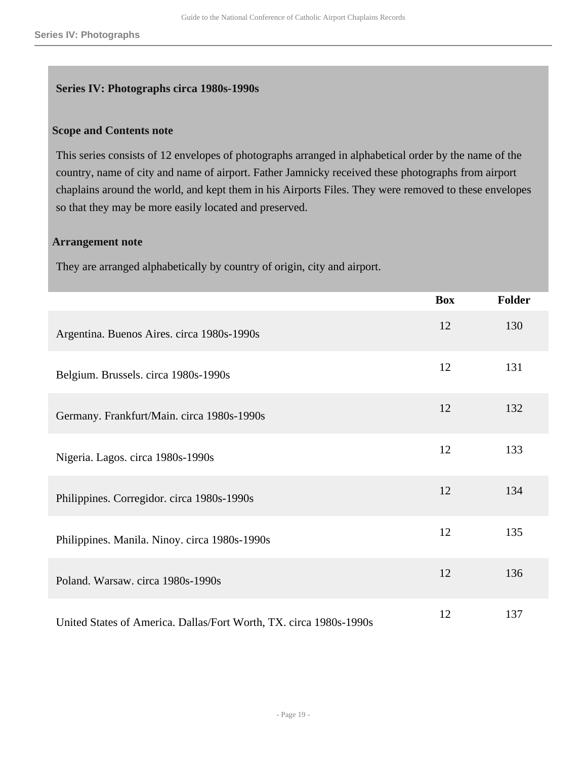## Series IV: Photographs circa 1980s-1990s

### Scope and Contents note

This series consists of 12 envelopes of photographs arranged in alphabetical order by the name of the country, name of city and name of airport. Father Jamnicky received these photographs from airport chaplains around the world, and kept them in his Airports Files. They were removed to these envelopes so that they may be more easily located and preserved.

### Arrangement note

They are arranged alphabetically by country of origin, city and airport.

| | Box | Folder |
|---|---|---|
| Argentina. Buenos Aires. circa 1980s-1990s | 12 | 130 |
| Belgium. Brussels. circa 1980s-1990s | 12 | 131 |
| Germany. Frankfurt/Main. circa 1980s-1990s | 12 | 132 |
| Nigeria. Lagos. circa 1980s-1990s | 12 | 133 |
| Philippines. Corregidor. circa 1980s-1990s | 12 | 134 |
| Philippines. Manila. Ninoy. circa 1980s-1990s | 12 | 135 |
| Poland. Warsaw. circa 1980s-1990s | 12 | 136 |
| United States of America. Dallas/Fort Worth, TX. circa 1980s-1990s | 12 | 137 |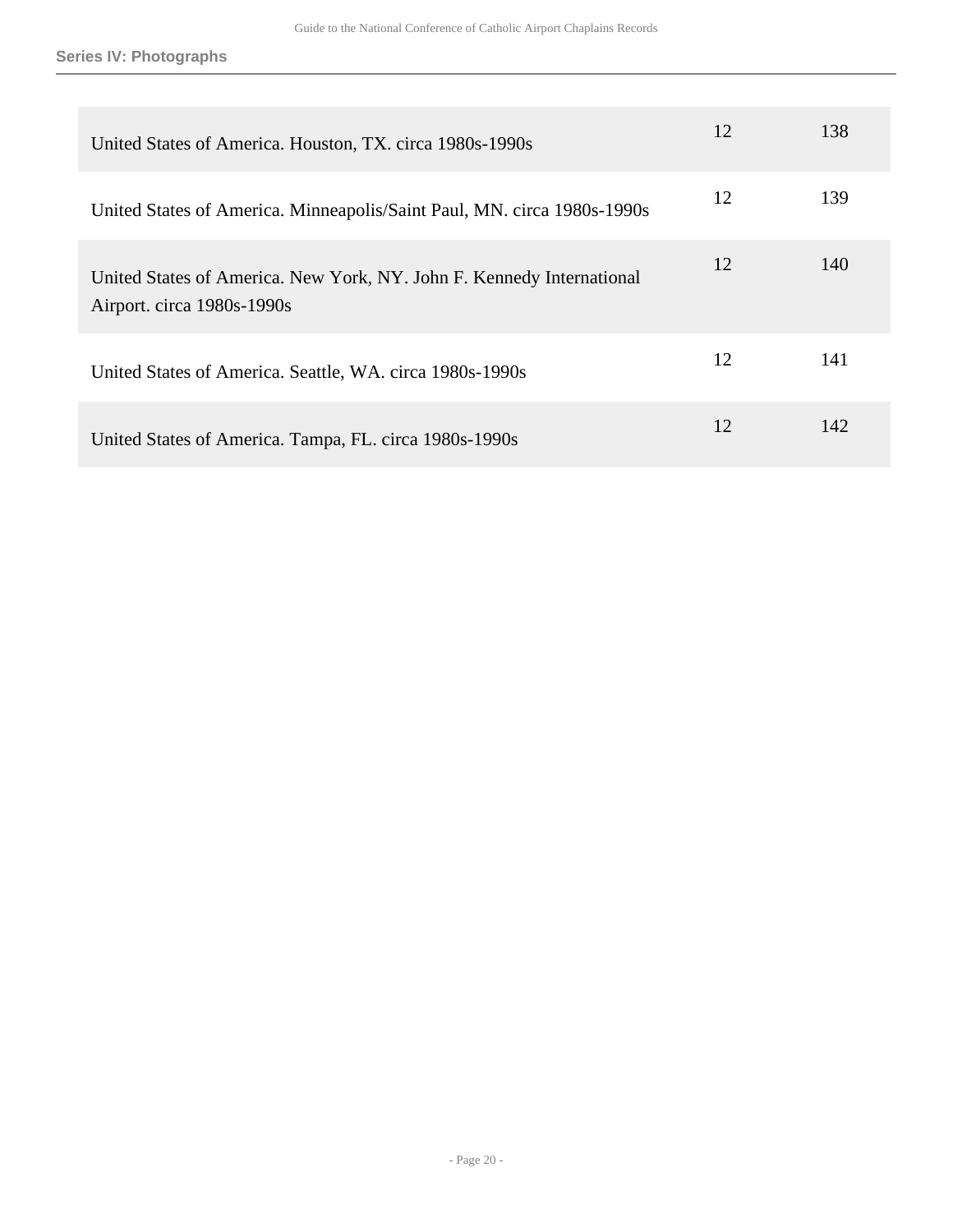| | | |
|---|---|---|
| United States of America. Houston, TX. circa 1980s-1990s | 12 | 138 |
| United States of America. Minneapolis/Saint Paul, MN. circa 1980s-1990s | 12 | 139 |
| United States of America. New York, NY. John F. Kennedy International Airport. circa 1980s-1990s | 12 | 140 |
| United States of America. Seattle, WA. circa 1980s-1990s | 12 | 141 |
| United States of America. Tampa, FL. circa 1980s-1990s | 12 | 142 |